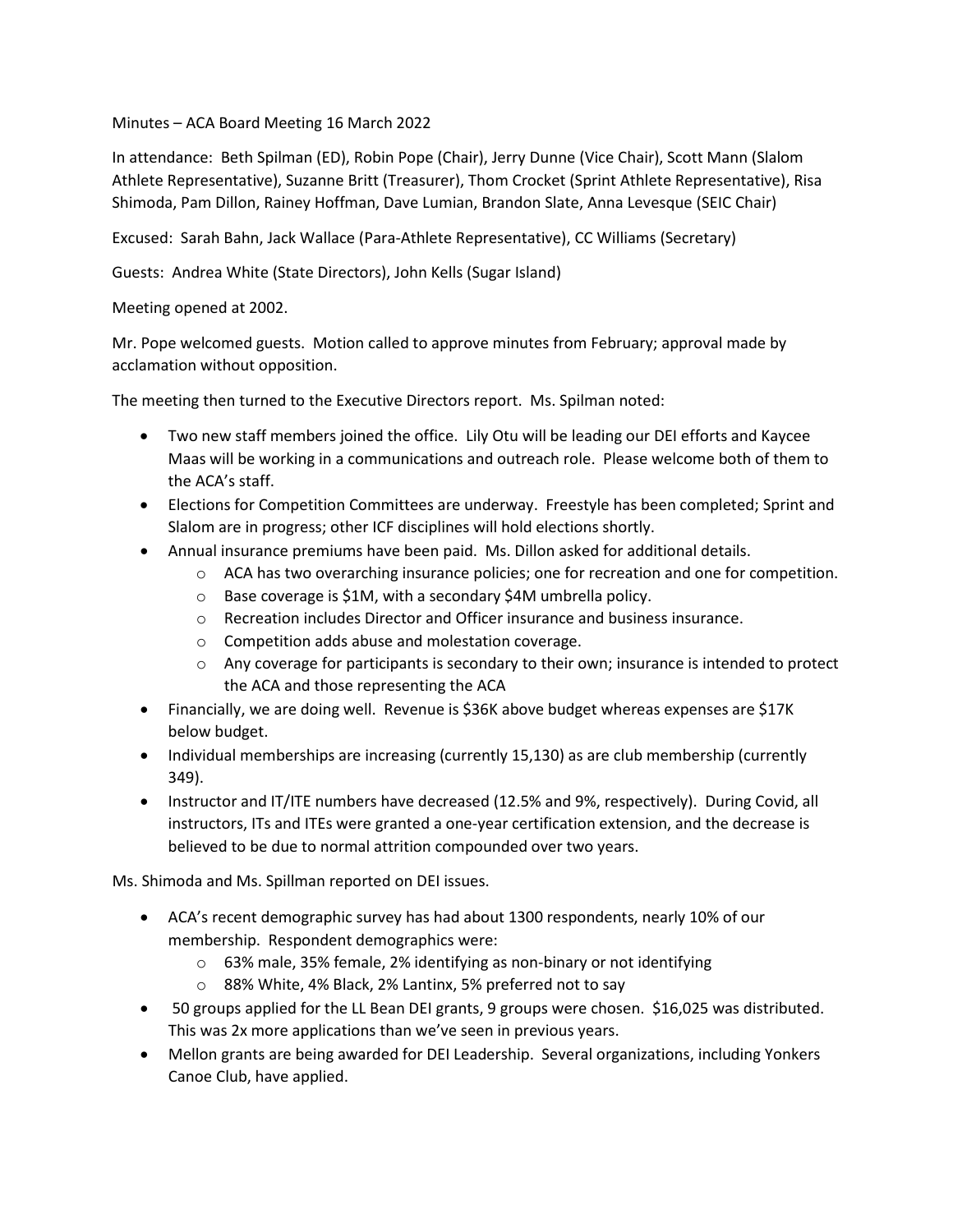Minutes – ACA Board Meeting 16 March 2022

In attendance: Beth Spilman (ED), Robin Pope (Chair), Jerry Dunne (Vice Chair), Scott Mann (Slalom Athlete Representative), Suzanne Britt (Treasurer), Thom Crocket (Sprint Athlete Representative), Risa Shimoda, Pam Dillon, Rainey Hoffman, Dave Lumian, Brandon Slate, Anna Levesque (SEIC Chair)

Excused: Sarah Bahn, Jack Wallace (Para-Athlete Representative), CC Williams (Secretary)

Guests: Andrea White (State Directors), John Kells (Sugar Island)

Meeting opened at 2002.

Mr. Pope welcomed guests. Motion called to approve minutes from February; approval made by acclamation without opposition.

The meeting then turned to the Executive Directors report. Ms. Spilman noted:

- Two new staff members joined the office. Lily Otu will be leading our DEI efforts and Kaycee Maas will be working in a communications and outreach role. Please welcome both of them to the ACA's staff.
- Elections for Competition Committees are underway. Freestyle has been completed; Sprint and Slalom are in progress; other ICF disciplines will hold elections shortly.
- Annual insurance premiums have been paid. Ms. Dillon asked for additional details.
  - ACA has two overarching insurance policies; one for recreation and one for competition.
  - Base coverage is $1M, with a secondary $4M umbrella policy.
  - Recreation includes Director and Officer insurance and business insurance.
  - Competition adds abuse and molestation coverage.
  - Any coverage for participants is secondary to their own; insurance is intended to protect the ACA and those representing the ACA
- Financially, we are doing well. Revenue is $36K above budget whereas expenses are $17K below budget.
- Individual memberships are increasing (currently 15,130) as are club membership (currently 349).
- Instructor and IT/ITE numbers have decreased (12.5% and 9%, respectively). During Covid, all instructors, ITs and ITEs were granted a one-year certification extension, and the decrease is believed to be due to normal attrition compounded over two years.

Ms. Shimoda and Ms. Spillman reported on DEI issues.

- ACA's recent demographic survey has had about 1300 respondents, nearly 10% of our membership. Respondent demographics were:
  - 63% male, 35% female, 2% identifying as non-binary or not identifying
  - 88% White, 4% Black, 2% Lantinx, 5% preferred not to say
- 50 groups applied for the LL Bean DEI grants, 9 groups were chosen. $16,025 was distributed. This was 2x more applications than we've seen in previous years.
- Mellon grants are being awarded for DEI Leadership. Several organizations, including Yonkers Canoe Club, have applied.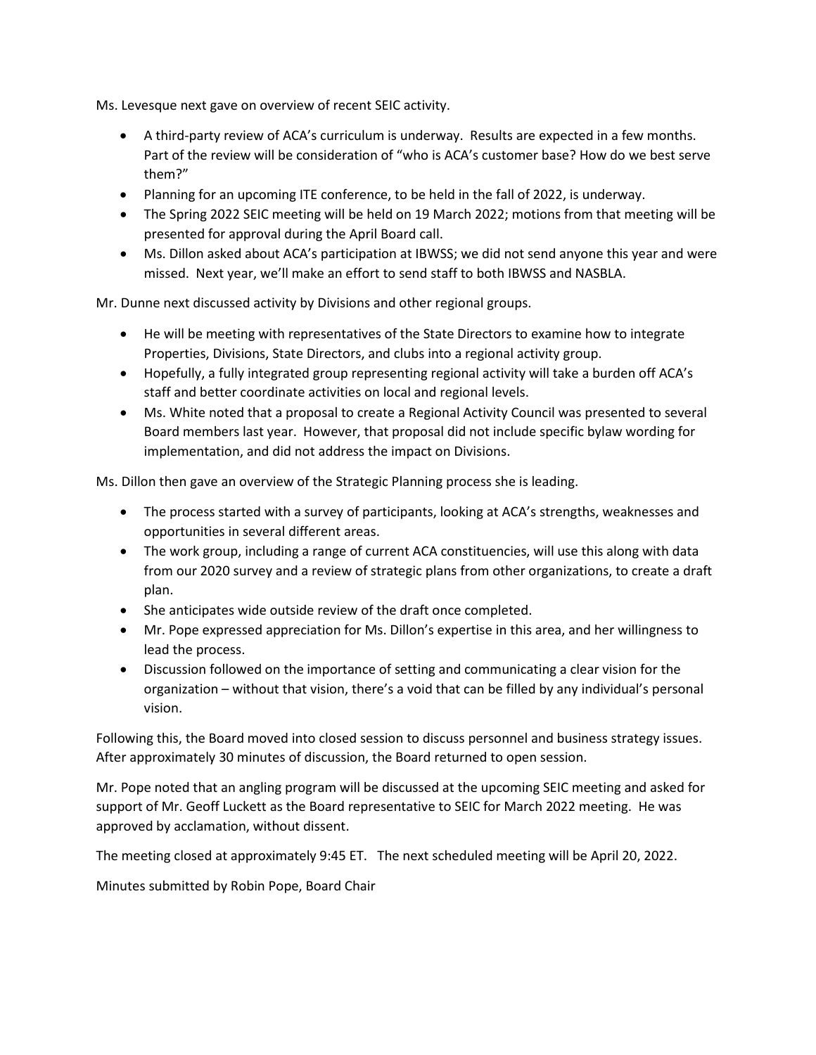Ms. Levesque next gave on overview of recent SEIC activity.

- A third-party review of ACA's curriculum is underway. Results are expected in a few months. Part of the review will be consideration of "who is ACA's customer base? How do we best serve them?"
- Planning for an upcoming ITE conference, to be held in the fall of 2022, is underway.
- The Spring 2022 SEIC meeting will be held on 19 March 2022; motions from that meeting will be presented for approval during the April Board call.
- Ms. Dillon asked about ACA's participation at IBWSS; we did not send anyone this year and were missed. Next year, we'll make an effort to send staff to both IBWSS and NASBLA.

Mr. Dunne next discussed activity by Divisions and other regional groups.

- He will be meeting with representatives of the State Directors to examine how to integrate Properties, Divisions, State Directors, and clubs into a regional activity group.
- Hopefully, a fully integrated group representing regional activity will take a burden off ACA's staff and better coordinate activities on local and regional levels.
- Ms. White noted that a proposal to create a Regional Activity Council was presented to several Board members last year. However, that proposal did not include specific bylaw wording for implementation, and did not address the impact on Divisions.

Ms. Dillon then gave an overview of the Strategic Planning process she is leading.

- The process started with a survey of participants, looking at ACA's strengths, weaknesses and opportunities in several different areas.
- The work group, including a range of current ACA constituencies, will use this along with data from our 2020 survey and a review of strategic plans from other organizations, to create a draft plan.
- She anticipates wide outside review of the draft once completed.
- Mr. Pope expressed appreciation for Ms. Dillon's expertise in this area, and her willingness to lead the process.
- Discussion followed on the importance of setting and communicating a clear vision for the organization – without that vision, there's a void that can be filled by any individual's personal vision.

Following this, the Board moved into closed session to discuss personnel and business strategy issues. After approximately 30 minutes of discussion, the Board returned to open session.

Mr. Pope noted that an angling program will be discussed at the upcoming SEIC meeting and asked for support of Mr. Geoff Luckett as the Board representative to SEIC for March 2022 meeting. He was approved by acclamation, without dissent.

The meeting closed at approximately 9:45 ET. The next scheduled meeting will be April 20, 2022.

Minutes submitted by Robin Pope, Board Chair